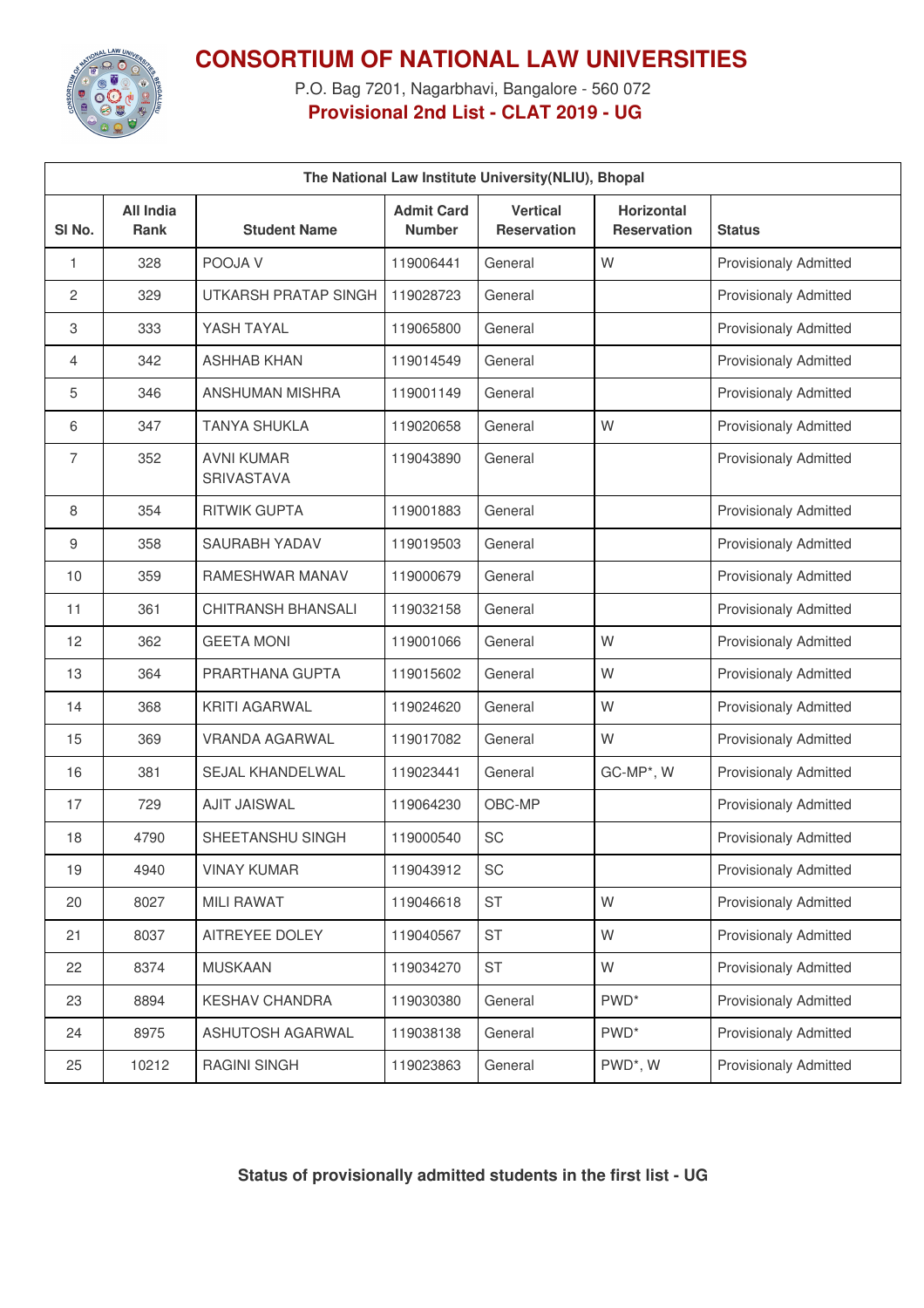# CONSORTIUM OF NATIONAL LAW UNIVERSITIES

P.O. Bag 7201, Nagarbhavi, Bangalore - 560 072

**Provisional 2nd List - CLAT 2019 - UG**

| The National Law Institute University(NLIU), Bhopal | | | | | | |
|---|---|---|---|---|---|---|
| Sl No. | All India Rank | Student Name | Admit Card Number | Vertical Reservation | Horizontal Reservation | Status |
| 1 | 328 | POOJA V | 119006441 | General | W | Provisionaly Admitted |
| 2 | 329 | UTKARSH PRATAP SINGH | 119028723 | General | | Provisionaly Admitted |
| 3 | 333 | YASH TAYAL | 119065800 | General | | Provisionaly Admitted |
| 4 | 342 | ASHHAB KHAN | 119014549 | General | | Provisionaly Admitted |
| 5 | 346 | ANSHUMAN MISHRA | 119001149 | General | | Provisionaly Admitted |
| 6 | 347 | TANYA SHUKLA | 119020658 | General | W | Provisionaly Admitted |
| 7 | 352 | AVNI KUMAR SRIVASTAVA | 119043890 | General | | Provisionaly Admitted |
| 8 | 354 | RITWIK GUPTA | 119001883 | General | | Provisionaly Admitted |
| 9 | 358 | SAURABH YADAV | 119019503 | General | | Provisionaly Admitted |
| 10 | 359 | RAMESHWAR MANAV | 119000679 | General | | Provisionaly Admitted |
| 11 | 361 | CHITRANSH BHANSALI | 119032158 | General | | Provisionaly Admitted |
| 12 | 362 | GEETA MONI | 119001066 | General | W | Provisionaly Admitted |
| 13 | 364 | PRARTHANA GUPTA | 119015602 | General | W | Provisionaly Admitted |
| 14 | 368 | KRITI AGARWAL | 119024620 | General | W | Provisionaly Admitted |
| 15 | 369 | VRANDA AGARWAL | 119017082 | General | W | Provisionaly Admitted |
| 16 | 381 | SEJAL KHANDELWAL | 119023441 | General | GC-MP*, W | Provisionaly Admitted |
| 17 | 729 | AJIT JAISWAL | 119064230 | OBC-MP | | Provisionaly Admitted |
| 18 | 4790 | SHEETANSHU SINGH | 119000540 | SC | | Provisionaly Admitted |
| 19 | 4940 | VINAY KUMAR | 119043912 | SC | | Provisionaly Admitted |
| 20 | 8027 | MILI RAWAT | 119046618 | ST | W | Provisionaly Admitted |
| 21 | 8037 | AITREYEE DOLEY | 119040567 | ST | W | Provisionaly Admitted |
| 22 | 8374 | MUSKAAN | 119034270 | ST | W | Provisionaly Admitted |
| 23 | 8894 | KESHAV CHANDRA | 119030380 | General | PWD* | Provisionaly Admitted |
| 24 | 8975 | ASHUTOSH AGARWAL | 119038138 | General | PWD* | Provisionaly Admitted |
| 25 | 10212 | RAGINI SINGH | 119023863 | General | PWD*, W | Provisionaly Admitted |

**Status of provisionally admitted students in the first list - UG**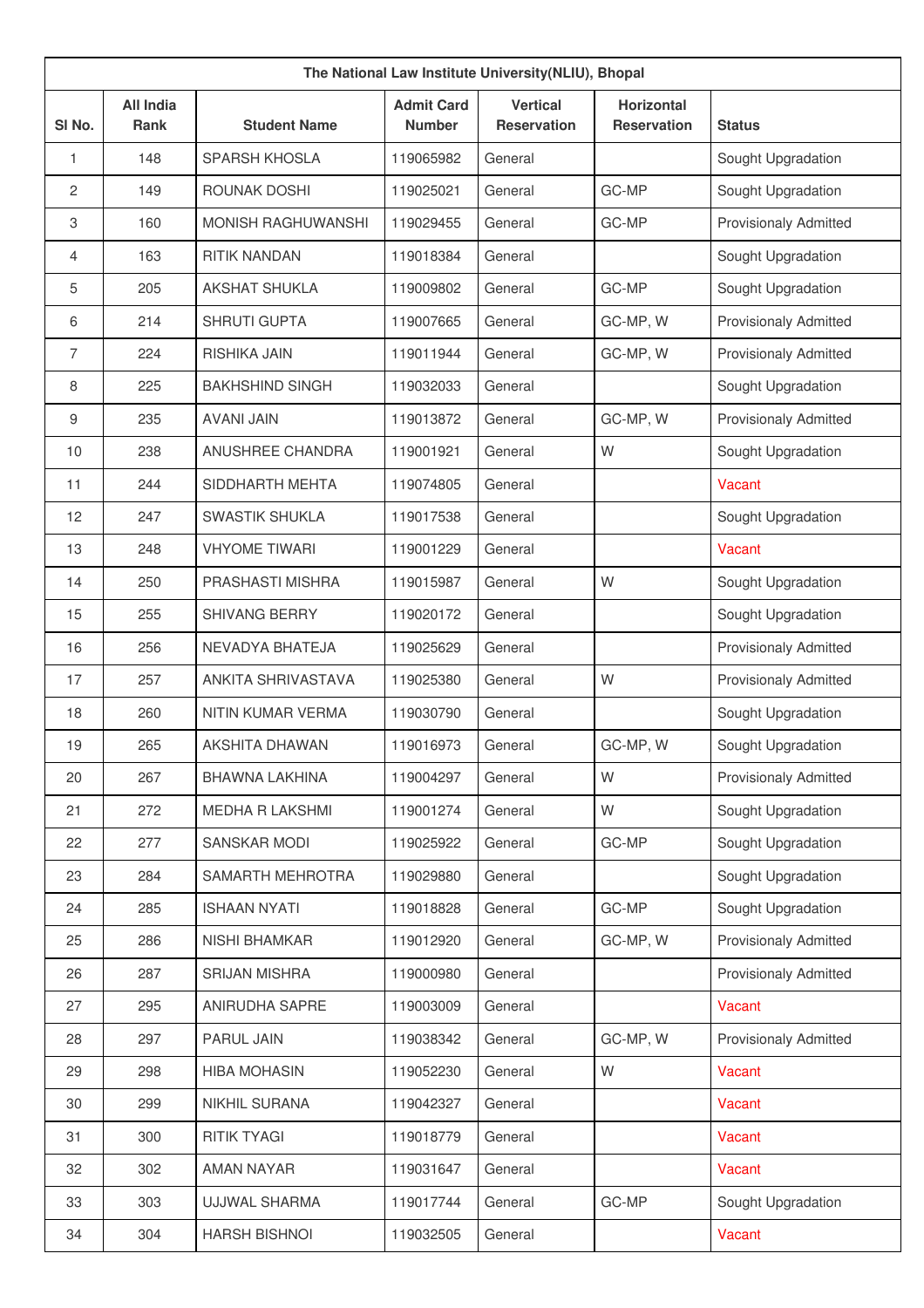| The National Law Institute University(NLIU), Bhopal | | | | | | |
|---|---|---|---|---|---|---|
| Sl No. | All India Rank | Student Name | Admit Card Number | Vertical Reservation | Horizontal Reservation | Status |
| 1 | 148 | SPARSH KHOSLA | 119065982 | General | | Sought Upgradation |
| 2 | 149 | ROUNAK DOSHI | 119025021 | General | GC-MP | Sought Upgradation |
| 3 | 160 | MONISH RAGHUWANSHI | 119029455 | General | GC-MP | Provisionaly Admitted |
| 4 | 163 | RITIK NANDAN | 119018384 | General | | Sought Upgradation |
| 5 | 205 | AKSHAT SHUKLA | 119009802 | General | GC-MP | Sought Upgradation |
| 6 | 214 | SHRUTI GUPTA | 119007665 | General | GC-MP, W | Provisionaly Admitted |
| 7 | 224 | RISHIKA JAIN | 119011944 | General | GC-MP, W | Provisionaly Admitted |
| 8 | 225 | BAKHSHIND SINGH | 119032033 | General | | Sought Upgradation |
| 9 | 235 | AVANI JAIN | 119013872 | General | GC-MP, W | Provisionaly Admitted |
| 10 | 238 | ANUSHREE CHANDRA | 119001921 | General | W | Sought Upgradation |
| 11 | 244 | SIDDHARTH MEHTA | 119074805 | General | | Vacant |
| 12 | 247 | SWASTIK SHUKLA | 119017538 | General | | Sought Upgradation |
| 13 | 248 | VHYOME TIWARI | 119001229 | General | | Vacant |
| 14 | 250 | PRASHASTI MISHRA | 119015987 | General | W | Sought Upgradation |
| 15 | 255 | SHIVANG BERRY | 119020172 | General | | Sought Upgradation |
| 16 | 256 | NEVADYA BHATEJA | 119025629 | General | | Provisionaly Admitted |
| 17 | 257 | ANKITA SHRIVASTAVA | 119025380 | General | W | Provisionaly Admitted |
| 18 | 260 | NITIN KUMAR VERMA | 119030790 | General | | Sought Upgradation |
| 19 | 265 | AKSHITA DHAWAN | 119016973 | General | GC-MP, W | Sought Upgradation |
| 20 | 267 | BHAWNA LAKHINA | 119004297 | General | W | Provisionaly Admitted |
| 21 | 272 | MEDHA R LAKSHMI | 119001274 | General | W | Sought Upgradation |
| 22 | 277 | SANSKAR MODI | 119025922 | General | GC-MP | Sought Upgradation |
| 23 | 284 | SAMARTH MEHROTRA | 119029880 | General | | Sought Upgradation |
| 24 | 285 | ISHAAN NYATI | 119018828 | General | GC-MP | Sought Upgradation |
| 25 | 286 | NISHI BHAMKAR | 119012920 | General | GC-MP, W | Provisionaly Admitted |
| 26 | 287 | SRIJAN MISHRA | 119000980 | General | | Provisionaly Admitted |
| 27 | 295 | ANIRUDHA SAPRE | 119003009 | General | | Vacant |
| 28 | 297 | PARUL JAIN | 119038342 | General | GC-MP, W | Provisionaly Admitted |
| 29 | 298 | HIBA MOHASIN | 119052230 | General | W | Vacant |
| 30 | 299 | NIKHIL SURANA | 119042327 | General | | Vacant |
| 31 | 300 | RITIK TYAGI | 119018779 | General | | Vacant |
| 32 | 302 | AMAN NAYAR | 119031647 | General | | Vacant |
| 33 | 303 | UJJWAL SHARMA | 119017744 | General | GC-MP | Sought Upgradation |
| 34 | 304 | HARSH BISHNOI | 119032505 | General | | Vacant |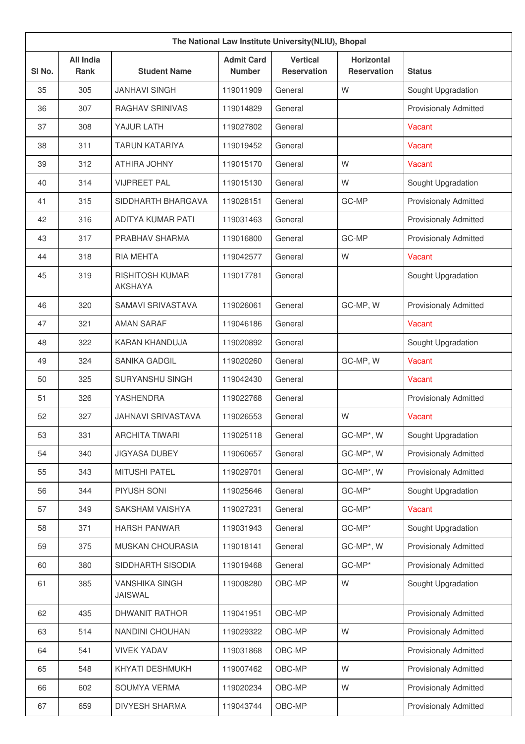| The National Law Institute University(NLIU), Bhopal | | | | | | |
|---|---|---|---|---|---|---|
| Sl No. | All India Rank | Student Name | Admit Card Number | Vertical Reservation | Horizontal Reservation | Status |
| 35 | 305 | JANHAVI SINGH | 119011909 | General | W | Sought Upgradation |
| 36 | 307 | RAGHAV SRINIVAS | 119014829 | General | | Provisionaly Admitted |
| 37 | 308 | YAJUR LATH | 119027802 | General | | Vacant |
| 38 | 311 | TARUN KATARIYA | 119019452 | General | | Vacant |
| 39 | 312 | ATHIRA JOHNY | 119015170 | General | W | Vacant |
| 40 | 314 | VIJPREET PAL | 119015130 | General | W | Sought Upgradation |
| 41 | 315 | SIDDHARTH BHARGAVA | 119028151 | General | GC-MP | Provisionaly Admitted |
| 42 | 316 | ADITYA KUMAR PATI | 119031463 | General | | Provisionaly Admitted |
| 43 | 317 | PRABHAV SHARMA | 119016800 | General | GC-MP | Provisionaly Admitted |
| 44 | 318 | RIA MEHTA | 119042577 | General | W | Vacant |
| 45 | 319 | RISHITOSH KUMAR AKSHAYA | 119017781 | General | | Sought Upgradation |
| 46 | 320 | SAMAVI SRIVASTAVA | 119026061 | General | GC-MP, W | Provisionaly Admitted |
| 47 | 321 | AMAN SARAF | 119046186 | General | | Vacant |
| 48 | 322 | KARAN KHANDUJA | 119020892 | General | | Sought Upgradation |
| 49 | 324 | SANIKA GADGIL | 119020260 | General | GC-MP, W | Vacant |
| 50 | 325 | SURYANSHU SINGH | 119042430 | General | | Vacant |
| 51 | 326 | YASHENDRA | 119022768 | General | | Provisionaly Admitted |
| 52 | 327 | JAHNAVI SRIVASTAVA | 119026553 | General | W | Vacant |
| 53 | 331 | ARCHITA TIWARI | 119025118 | General | GC-MP*, W | Sought Upgradation |
| 54 | 340 | JIGYASA DUBEY | 119060657 | General | GC-MP*, W | Provisionaly Admitted |
| 55 | 343 | MITUSHI PATEL | 119029701 | General | GC-MP*, W | Provisionaly Admitted |
| 56 | 344 | PIYUSH SONI | 119025646 | General | GC-MP* | Sought Upgradation |
| 57 | 349 | SAKSHAM VAISHYA | 119027231 | General | GC-MP* | Vacant |
| 58 | 371 | HARSH PANWAR | 119031943 | General | GC-MP* | Sought Upgradation |
| 59 | 375 | MUSKAN CHOURASIA | 119018141 | General | GC-MP*, W | Provisionaly Admitted |
| 60 | 380 | SIDDHARTH SISODIA | 119019468 | General | GC-MP* | Provisionaly Admitted |
| 61 | 385 | VANSHIKA SINGH JAISWAL | 119008280 | OBC-MP | W | Sought Upgradation |
| 62 | 435 | DHWANIT RATHOR | 119041951 | OBC-MP | | Provisionaly Admitted |
| 63 | 514 | NANDINI CHOUHAN | 119029322 | OBC-MP | W | Provisionaly Admitted |
| 64 | 541 | VIVEK YADAV | 119031868 | OBC-MP | | Provisionaly Admitted |
| 65 | 548 | KHYATI DESHMUKH | 119007462 | OBC-MP | W | Provisionaly Admitted |
| 66 | 602 | SOUMYA VERMA | 119020234 | OBC-MP | W | Provisionaly Admitted |
| 67 | 659 | DIVYESH SHARMA | 119043744 | OBC-MP | | Provisionaly Admitted |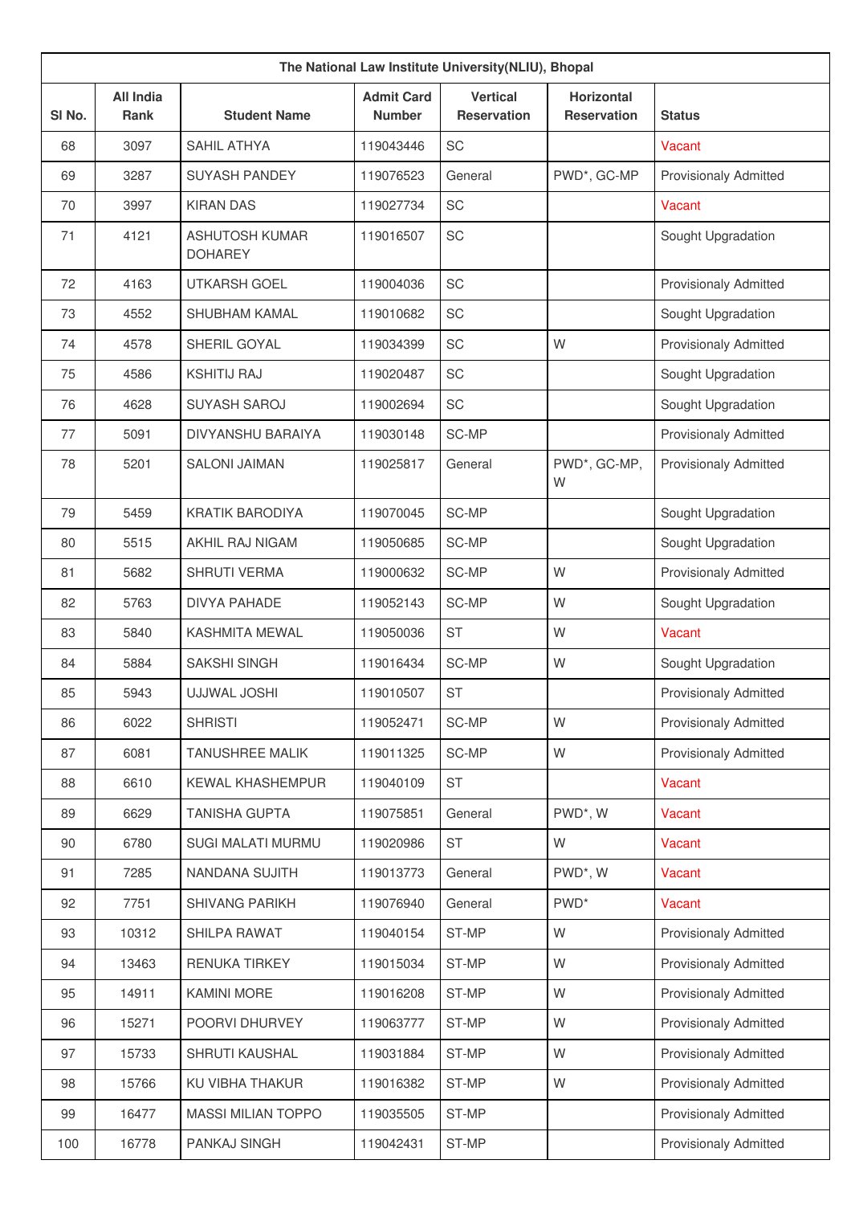| The National Law Institute University(NLIU), Bhopal | | | | | | |
|---|---|---|---|---|---|---|
| Sl No. | All India Rank | Student Name | Admit Card Number | Vertical Reservation | Horizontal Reservation | Status |
| 68 | 3097 | SAHIL ATHYA | 119043446 | SC | | Vacant |
| 69 | 3287 | SUYASH PANDEY | 119076523 | General | PWD*, GC-MP | Provisionaly Admitted |
| 70 | 3997 | KIRAN DAS | 119027734 | SC | | Vacant |
| 71 | 4121 | ASHUTOSH KUMAR DOHAREY | 119016507 | SC | | Sought Upgradation |
| 72 | 4163 | UTKARSH GOEL | 119004036 | SC | | Provisionaly Admitted |
| 73 | 4552 | SHUBHAM KAMAL | 119010682 | SC | | Sought Upgradation |
| 74 | 4578 | SHERIL GOYAL | 119034399 | SC | W | Provisionaly Admitted |
| 75 | 4586 | KSHITIJ RAJ | 119020487 | SC | | Sought Upgradation |
| 76 | 4628 | SUYASH SAROJ | 119002694 | SC | | Sought Upgradation |
| 77 | 5091 | DIVYANSHU BARAIYA | 119030148 | SC-MP | | Provisionaly Admitted |
| 78 | 5201 | SALONI JAIMAN | 119025817 | General | PWD*, GC-MP, W | Provisionaly Admitted |
| 79 | 5459 | KRATIK BARODIYA | 119070045 | SC-MP | | Sought Upgradation |
| 80 | 5515 | AKHIL RAJ NIGAM | 119050685 | SC-MP | | Sought Upgradation |
| 81 | 5682 | SHRUTI VERMA | 119000632 | SC-MP | W | Provisionaly Admitted |
| 82 | 5763 | DIVYA PAHADE | 119052143 | SC-MP | W | Sought Upgradation |
| 83 | 5840 | KASHMITA MEWAL | 119050036 | ST | W | Vacant |
| 84 | 5884 | SAKSHI SINGH | 119016434 | SC-MP | W | Sought Upgradation |
| 85 | 5943 | UJJWAL JOSHI | 119010507 | ST | | Provisionaly Admitted |
| 86 | 6022 | SHRISTI | 119052471 | SC-MP | W | Provisionaly Admitted |
| 87 | 6081 | TANUSHREE MALIK | 119011325 | SC-MP | W | Provisionaly Admitted |
| 88 | 6610 | KEWAL KHASHEMPUR | 119040109 | ST | | Vacant |
| 89 | 6629 | TANISHA GUPTA | 119075851 | General | PWD*, W | Vacant |
| 90 | 6780 | SUGI MALATI MURMU | 119020986 | ST | W | Vacant |
| 91 | 7285 | NANDANA SUJITH | 119013773 | General | PWD*, W | Vacant |
| 92 | 7751 | SHIVANG PARIKH | 119076940 | General | PWD* | Vacant |
| 93 | 10312 | SHILPA RAWAT | 119040154 | ST-MP | W | Provisionaly Admitted |
| 94 | 13463 | RENUKA TIRKEY | 119015034 | ST-MP | W | Provisionaly Admitted |
| 95 | 14911 | KAMINI MORE | 119016208 | ST-MP | W | Provisionaly Admitted |
| 96 | 15271 | POORVI DHURVEY | 119063777 | ST-MP | W | Provisionaly Admitted |
| 97 | 15733 | SHRUTI KAUSHAL | 119031884 | ST-MP | W | Provisionaly Admitted |
| 98 | 15766 | KU VIBHA THAKUR | 119016382 | ST-MP | W | Provisionaly Admitted |
| 99 | 16477 | MASSI MILIAN TOPPO | 119035505 | ST-MP | | Provisionaly Admitted |
| 100 | 16778 | PANKAJ SINGH | 119042431 | ST-MP | | Provisionaly Admitted |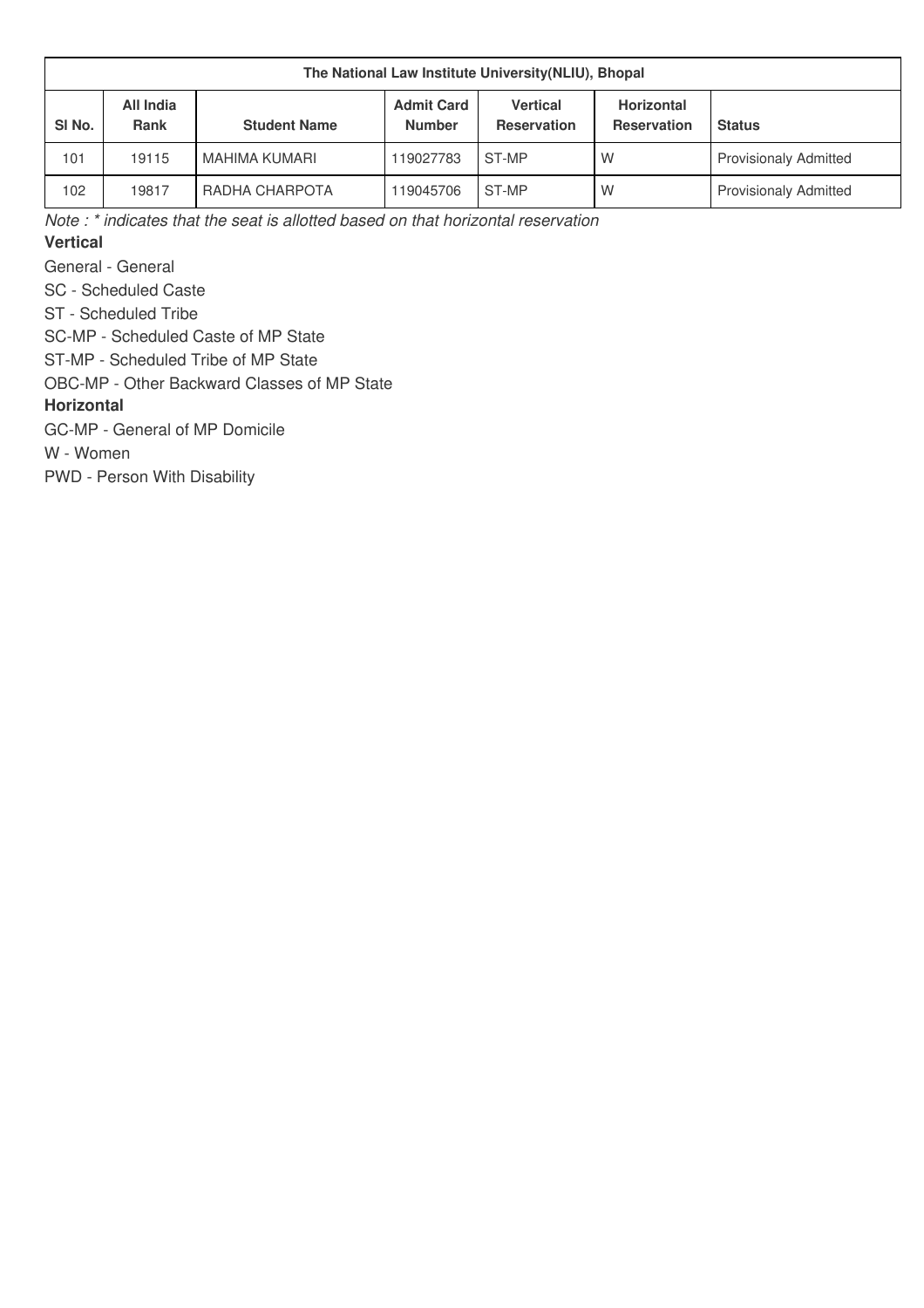| The National Law Institute University(NLIU), Bhopal | | | | | | |
|---|---|---|---|---|---|---|
| Sl No. | All India Rank | Student Name | Admit Card Number | Vertical Reservation | Horizontal Reservation | Status |
| 101 | 19115 | MAHIMA KUMARI | 119027783 | ST-MP | W | Provisionaly Admitted |
| 102 | 19817 | RADHA CHARPOTA | 119045706 | ST-MP | W | Provisionaly Admitted |

*Note : * indicates that the seat is allotted based on that horizontal reservation*

**Vertical**

General - General

SC - Scheduled Caste

ST - Scheduled Tribe

SC-MP - Scheduled Caste of MP State

ST-MP - Scheduled Tribe of MP State

OBC-MP - Other Backward Classes of MP State

**Horizontal**

GC-MP - General of MP Domicile

W - Women

PWD - Person With Disability